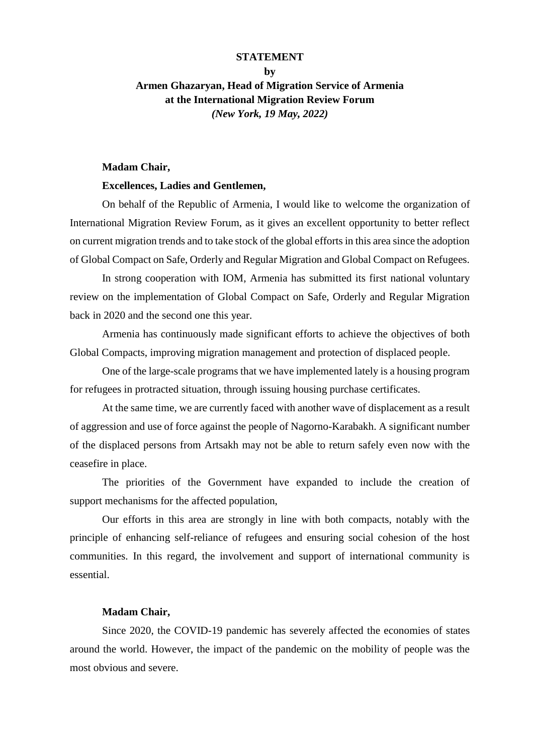**STATEMENT**

**by**

**Armen Ghazaryan, Head of Migration Service of Armenia at the International Migration Review Forum**

***(New York, 19 May, 2022)***

**Madam Chair,**

**Excellences, Ladies and Gentlemen,**

On behalf of the Republic of Armenia, I would like to welcome the organization of International Migration Review Forum, as it gives an excellent opportunity to better reflect on current migration trends and to take stock of the global efforts in this area since the adoption of Global Compact on Safe, Orderly and Regular Migration and Global Compact on Refugees.

In strong cooperation with IOM, Armenia has submitted its first national voluntary review on the implementation of Global Compact on Safe, Orderly and Regular Migration back in 2020 and the second one this year.

Armenia has continuously made significant efforts to achieve the objectives of both Global Compacts, improving migration management and protection of displaced people.

One of the large-scale programs that we have implemented lately is a housing program for refugees in protracted situation, through issuing housing purchase certificates.

At the same time, we are currently faced with another wave of displacement as a result of aggression and use of force against the people of Nagorno-Karabakh. A significant number of the displaced persons from Artsakh may not be able to return safely even now with the ceasefire in place.

The priorities of the Government have expanded to include the creation of support mechanisms for the affected population,

Our efforts in this area are strongly in line with both compacts, notably with the principle of enhancing self-reliance of refugees and ensuring social cohesion of the host communities. In this regard, the involvement and support of international community is essential.

**Madam Chair,**

Since 2020, the COVID-19 pandemic has severely affected the economies of states around the world. However, the impact of the pandemic on the mobility of people was the most obvious and severe.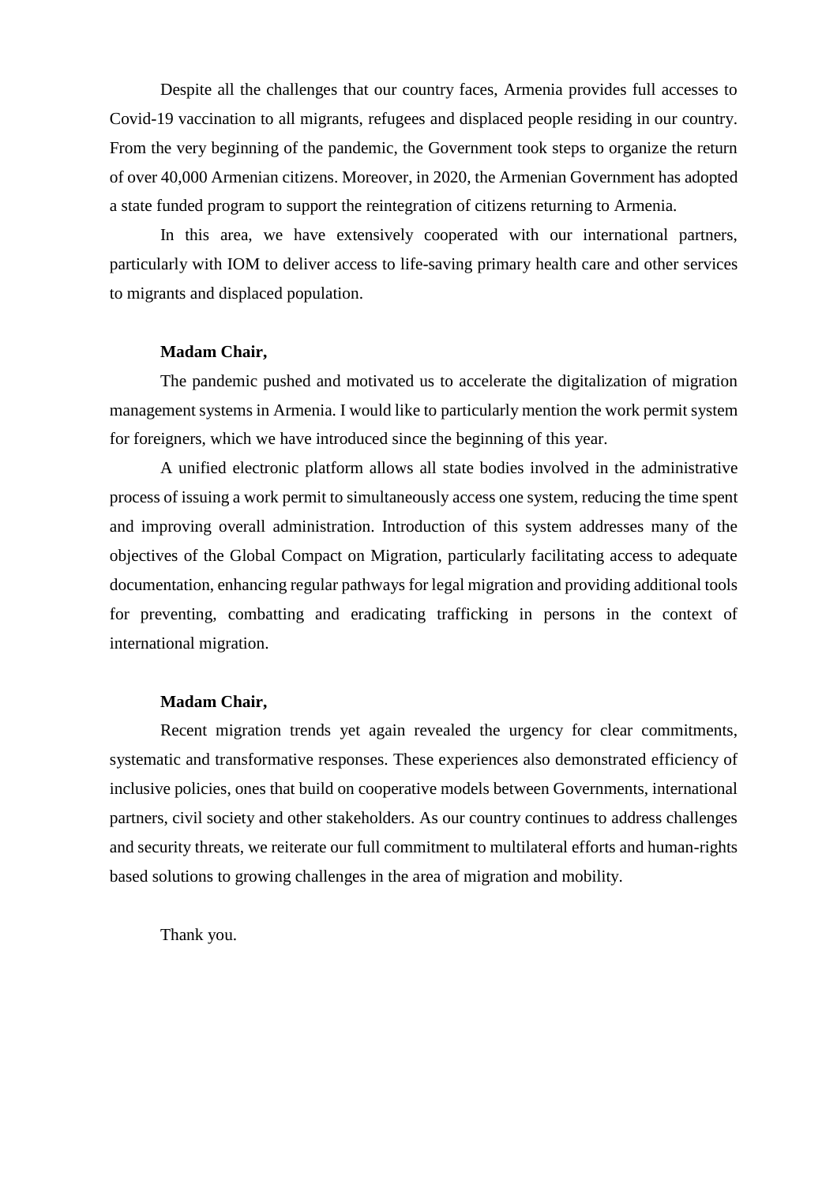Despite all the challenges that our country faces, Armenia provides full accesses to Covid-19 vaccination to all migrants, refugees and displaced people residing in our country. From the very beginning of the pandemic, the Government took steps to organize the return of over 40,000 Armenian citizens. Moreover, in 2020, the Armenian Government has adopted a state funded program to support the reintegration of citizens returning to Armenia.

In this area, we have extensively cooperated with our international partners, particularly with IOM to deliver access to life-saving primary health care and other services to migrants and displaced population.

**Madam Chair,**

The pandemic pushed and motivated us to accelerate the digitalization of migration management systems in Armenia. I would like to particularly mention the work permit system for foreigners, which we have introduced since the beginning of this year.

A unified electronic platform allows all state bodies involved in the administrative process of issuing a work permit to simultaneously access one system, reducing the time spent and improving overall administration. Introduction of this system addresses many of the objectives of the Global Compact on Migration, particularly facilitating access to adequate documentation, enhancing regular pathways for legal migration and providing additional tools for preventing, combatting and eradicating trafficking in persons in the context of international migration.

**Madam Chair,**

Recent migration trends yet again revealed the urgency for clear commitments, systematic and transformative responses. These experiences also demonstrated efficiency of inclusive policies, ones that build on cooperative models between Governments, international partners, civil society and other stakeholders. As our country continues to address challenges and security threats, we reiterate our full commitment to multilateral efforts and human-rights based solutions to growing challenges in the area of migration and mobility.

Thank you.